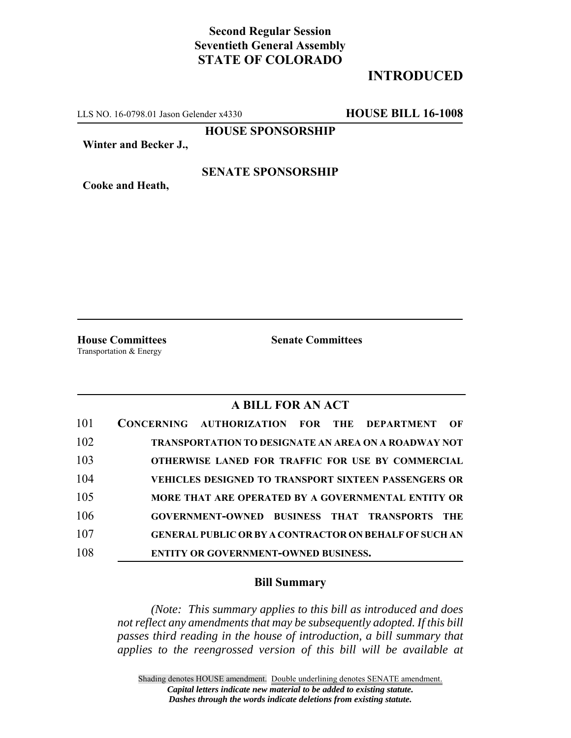**Second Regular Session**
**Seventieth General Assembly**
**STATE OF COLORADO**

# INTRODUCED

LLS NO. 16-0798.01 Jason Gelender x4330 **HOUSE BILL 16-1008**

**HOUSE SPONSORSHIP**

**Winter and Becker J.,**

**SENATE SPONSORSHIP**

**Cooke and Heath,**

**House Committees**
Transportation & Energy

**Senate Committees**

## A BILL FOR AN ACT

101 **CONCERNING AUTHORIZATION FOR THE DEPARTMENT OF**
102 **TRANSPORTATION TO DESIGNATE AN AREA ON A ROADWAY NOT**
103 **OTHERWISE LANED FOR TRAFFIC FOR USE BY COMMERCIAL**
104 **VEHICLES DESIGNED TO TRANSPORT SIXTEEN PASSENGERS OR**
105 **MORE THAT ARE OPERATED BY A GOVERNMENTAL ENTITY OR**
106 **GOVERNMENT-OWNED BUSINESS THAT TRANSPORTS THE**
107 **GENERAL PUBLIC OR BY A CONTRACTOR ON BEHALF OF SUCH AN**
108 **ENTITY OR GOVERNMENT-OWNED BUSINESS.**

### Bill Summary

*(Note: This summary applies to this bill as introduced and does not reflect any amendments that may be subsequently adopted. If this bill passes third reading in the house of introduction, a bill summary that applies to the reengrossed version of this bill will be available at*

Shading denotes HOUSE amendment. Double underlining denotes SENATE amendment.
***Capital letters indicate new material to be added to existing statute.***
***Dashes through the words indicate deletions from existing statute.***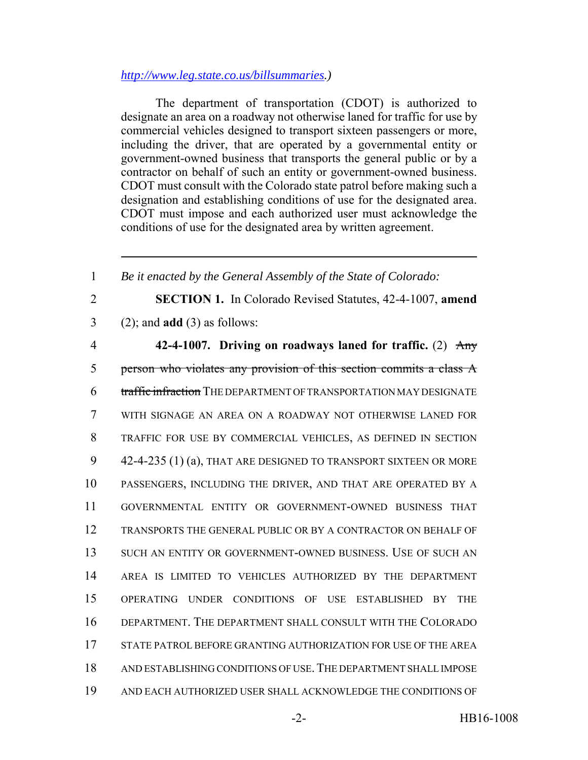http://www.leg.state.co.us/billsummaries.)

The department of transportation (CDOT) is authorized to designate an area on a roadway not otherwise laned for traffic for use by commercial vehicles designed to transport sixteen passengers or more, including the driver, that are operated by a governmental entity or government-owned business that transports the general public or by a contractor on behalf of such an entity or government-owned business. CDOT must consult with the Colorado state patrol before making such a designation and establishing conditions of use for the designated area. CDOT must impose and each authorized user must acknowledge the conditions of use for the designated area by written agreement.

---

1 *Be it enacted by the General Assembly of the State of Colorado:*

2 **SECTION 1.** In Colorado Revised Statutes, 42-4-1007, **amend**
3 (2); and **add** (3) as follows:

4 **42-4-1007. Driving on roadways laned for traffic.** (2) ~~Any~~
5 ~~person who violates any provision of this section commits a class A~~
6 ~~traffic infraction~~ THE DEPARTMENT OF TRANSPORTATION MAY DESIGNATE
7 WITH SIGNAGE AN AREA ON A ROADWAY NOT OTHERWISE LANED FOR
8 TRAFFIC FOR USE BY COMMERCIAL VEHICLES, AS DEFINED IN SECTION
9 42-4-235 (1) (a), THAT ARE DESIGNED TO TRANSPORT SIXTEEN OR MORE
10 PASSENGERS, INCLUDING THE DRIVER, AND THAT ARE OPERATED BY A
11 GOVERNMENTAL ENTITY OR GOVERNMENT-OWNED BUSINESS THAT
12 TRANSPORTS THE GENERAL PUBLIC OR BY A CONTRACTOR ON BEHALF OF
13 SUCH AN ENTITY OR GOVERNMENT-OWNED BUSINESS. USE OF SUCH AN
14 AREA IS LIMITED TO VEHICLES AUTHORIZED BY THE DEPARTMENT
15 OPERATING UNDER CONDITIONS OF USE ESTABLISHED BY THE
16 DEPARTMENT. THE DEPARTMENT SHALL CONSULT WITH THE COLORADO
17 STATE PATROL BEFORE GRANTING AUTHORIZATION FOR USE OF THE AREA
18 AND ESTABLISHING CONDITIONS OF USE. THE DEPARTMENT SHALL IMPOSE
19 AND EACH AUTHORIZED USER SHALL ACKNOWLEDGE THE CONDITIONS OF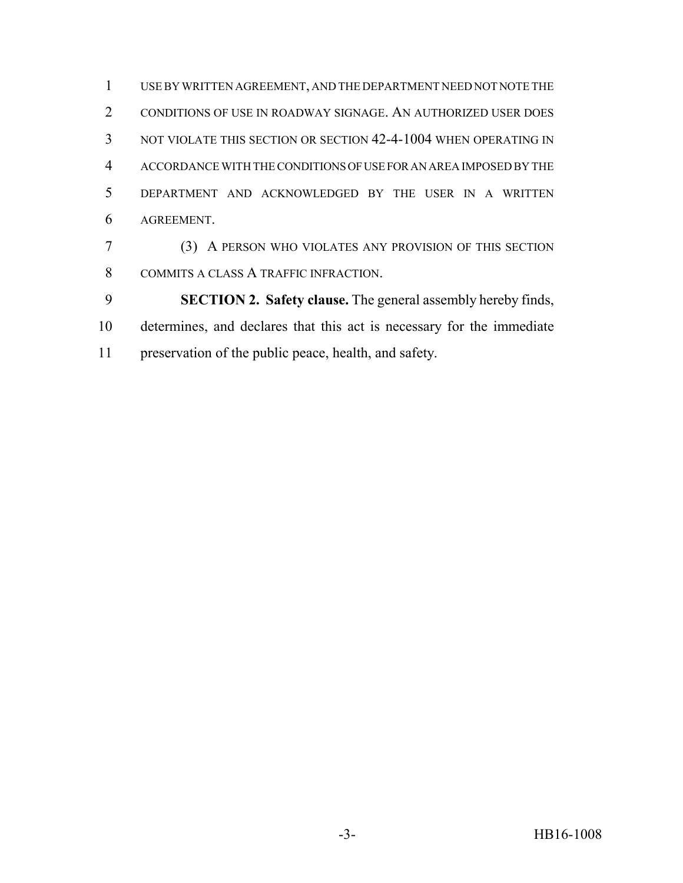USE BY WRITTEN AGREEMENT, AND THE DEPARTMENT NEED NOT NOTE THE CONDITIONS OF USE IN ROADWAY SIGNAGE. AN AUTHORIZED USER DOES NOT VIOLATE THIS SECTION OR SECTION 42-4-1004 WHEN OPERATING IN ACCORDANCE WITH THE CONDITIONS OF USE FOR AN AREA IMPOSED BY THE DEPARTMENT AND ACKNOWLEDGED BY THE USER IN A WRITTEN AGREEMENT.

(3) A PERSON WHO VIOLATES ANY PROVISION OF THIS SECTION COMMITS A CLASS A TRAFFIC INFRACTION.

**SECTION 2. Safety clause.** The general assembly hereby finds, determines, and declares that this act is necessary for the immediate preservation of the public peace, health, and safety.